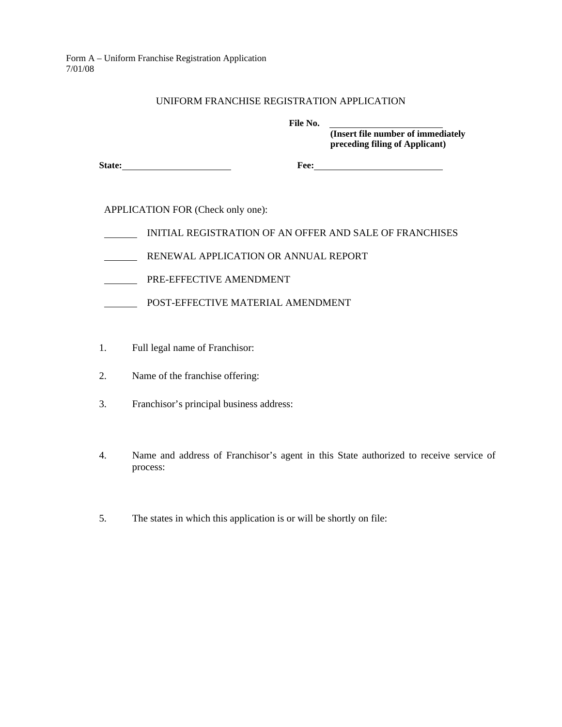Form A – Uniform Franchise Registration Application
7/01/08

# UNIFORM FRANCHISE REGISTRATION APPLICATION

**File No.** ____________________
**(Insert file number of immediately preceding filing of Applicant)**

**State:** ____________________ **Fee:** ____________________

APPLICATION FOR (Check only one):

_______ INITIAL REGISTRATION OF AN OFFER AND SALE OF FRANCHISES

_______ RENEWAL APPLICATION OR ANNUAL REPORT

_______ PRE-EFFECTIVE AMENDMENT

_______ POST-EFFECTIVE MATERIAL AMENDMENT

1. Full legal name of Franchisor:

2. Name of the franchise offering:

3. Franchisor's principal business address:

4. Name and address of Franchisor's agent in this State authorized to receive service of process:

5. The states in which this application is or will be shortly on file: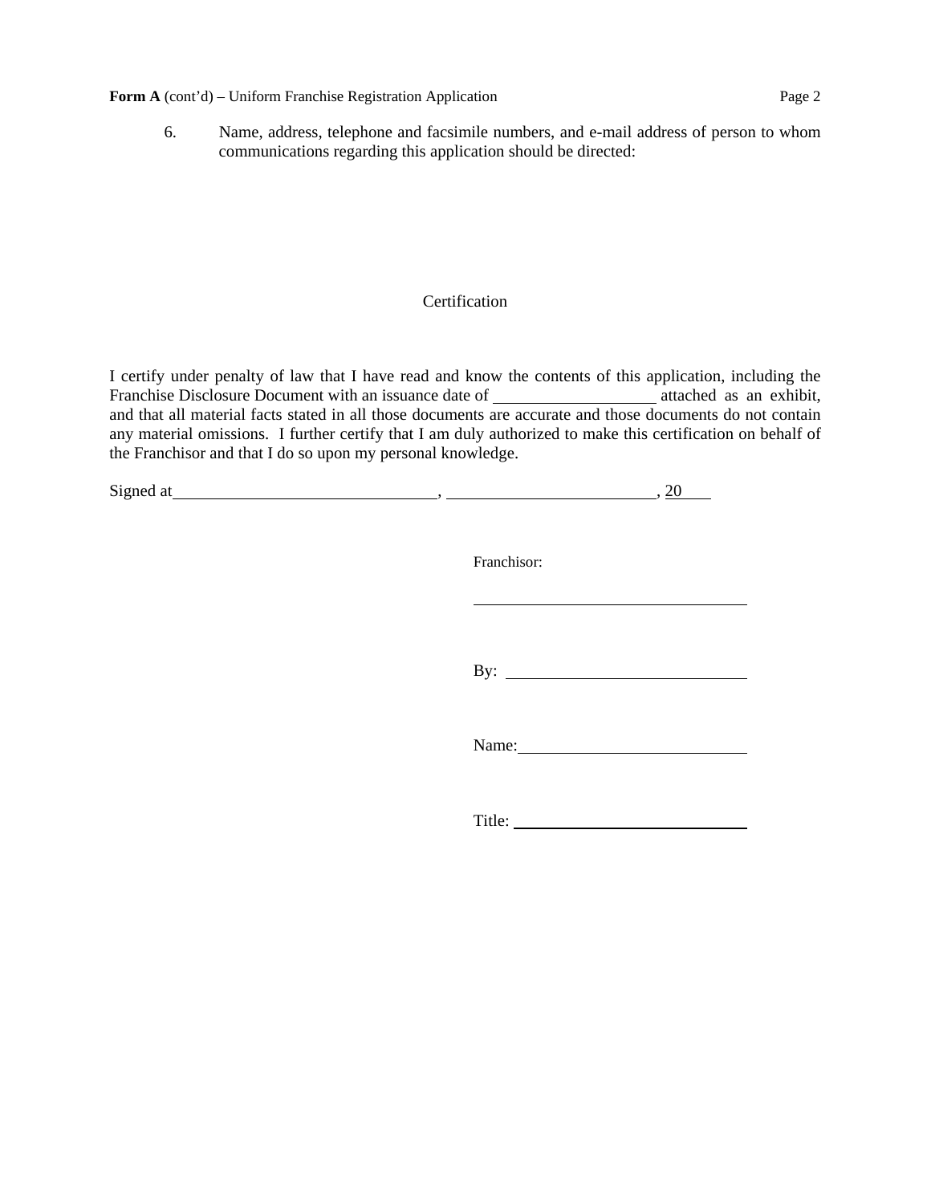6. Name, address, telephone and facsimile numbers, and e-mail address of person to whom communications regarding this application should be directed:

Certification

I certify under penalty of law that I have read and know the contents of this application, including the Franchise Disclosure Document with an issuance date of ____________________ attached as an exhibit, and that all material facts stated in all those documents are accurate and those documents do not contain any material omissions. I further certify that I am duly authorized to make this certification on behalf of the Franchisor and that I do so upon my personal knowledge.

Signed at ________________________________, __________________________, 20____

Franchisor:

__________________________________

By: ______________________________

Name: ____________________________

Title: ____________________________